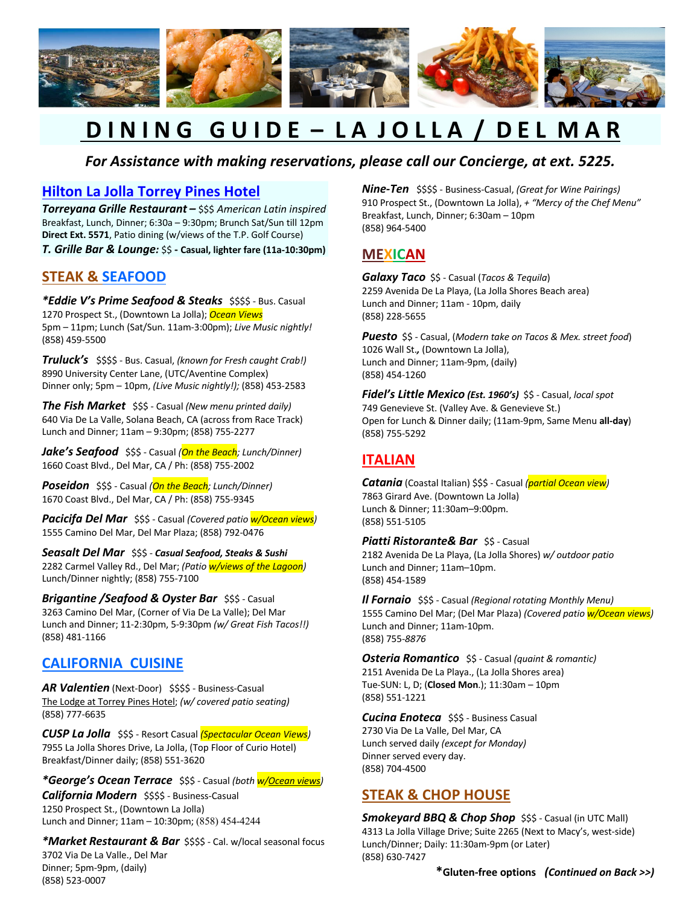# DINING GUIDE – LA JOLLA / DEL MAR

***For Assistance with making reservations, please call our Concierge, at ext. 5225.***

## Hilton La Jolla Torrey Pines Hotel

***Torreyana Grille Restaurant –*** $$$ *American Latin inspired*
Breakfast, Lunch, Dinner; 6:30a – 9:30pm; Brunch Sat/Sun till 12pm
**Direct Ext. 5571**, Patio dining (w/views of the T.P. Golf Course)
***T. Grille Bar & Lounge:*** $$ **- Casual, lighter fare (11a-10:30pm)**

## STEAK & SEAFOOD

***\*Eddie V's Prime Seafood & Steaks*** $$$$ - Bus. Casual
1270 Prospect St., (Downtown La Jolla); *Ocean Views*
5pm – 11pm; Lunch (Sat/Sun. 11am-3:00pm); *Live Music nightly!*
(858) 459-5500

***Truluck's*** $$$$ - Bus. Casual, *(known for Fresh caught Crab!)*
8990 University Center Lane, (UTC/Aventine Complex)
Dinner only; 5pm – 10pm, *(Live Music nightly!);* (858) 453-2583

***The Fish Market*** $$$ - Casual *(New menu printed daily)*
640 Via De La Valle, Solana Beach, CA (across from Race Track)
Lunch and Dinner; 11am – 9:30pm; (858) 755-2277

***Jake's Seafood*** $$$ - Casual *(On the Beach; Lunch/Dinner)*
1660 Coast Blvd., Del Mar, CA / Ph: (858) 755-2002

***Poseidon*** $$$ - Casual *(On the Beach; Lunch/Dinner)*
1670 Coast Blvd., Del Mar, CA / Ph: (858) 755-9345

***Pacicifa Del Mar*** $$$ - Casual *(Covered patio w/Ocean views)*
1555 Camino Del Mar, Del Mar Plaza; (858) 792-0476

***Seasalt Del Mar*** $$$ - ***Casual Seafood, Steaks & Sushi***
2282 Carmel Valley Rd., Del Mar; *(Patio w/views of the Lagoon)*
Lunch/Dinner nightly; (858) 755-7100

***Brigantine /Seafood & Oyster Bar*** $$$ - Casual
3263 Camino Del Mar, (Corner of Via De La Valle); Del Mar
Lunch and Dinner; 11-2:30pm, 5-9:30pm *(w/ Great Fish Tacos!!)*
(858) 481-1166

## CALIFORNIA CUISINE

***AR Valentien*** (Next-Door) $$$$ - Business-Casual
The Lodge at Torrey Pines Hotel; *(w/ covered patio seating)*
(858) 777-6635

***CUSP La Jolla*** $$$ - Resort Casual *(Spectacular Ocean Views)*
7955 La Jolla Shores Drive, La Jolla, (Top Floor of Curio Hotel)
Breakfast/Dinner daily; (858) 551-3620

***\*George's Ocean Terrace*** $$$ - Casual *(both w/Ocean views)*
***California Modern*** $$$$ - Business-Casual
1250 Prospect St., (Downtown La Jolla)
Lunch and Dinner; 11am – 10:30pm; (858) 454-4244

***\*Market Restaurant & Bar*** $$$$ - Cal. w/local seasonal focus
3702 Via De La Valle., Del Mar
Dinner; 5pm-9pm, (daily)
(858) 523-0007

***Nine-Ten*** $$$$ - Business-Casual, *(Great for Wine Pairings)*
910 Prospect St., (Downtown La Jolla), *+ "Mercy of the Chef Menu"*
Breakfast, Lunch, Dinner; 6:30am – 10pm
(858) 964-5400

## MEXICAN

***Galaxy Taco*** $$ - Casual (*Tacos & Tequila*)
2259 Avenida De La Playa, (La Jolla Shores Beach area)
Lunch and Dinner; 11am - 10pm, daily
(858) 228-5655

***Puesto*** $$ - Casual, (*Modern take on Tacos & Mex. street food*)
1026 Wall St.**,** (Downtown La Jolla),
Lunch and Dinner; 11am-9pm, (daily)
(858) 454-1260

***Fidel's Little Mexico (Est. 1960's)*** $$ - Casual, *local spot*
749 Genevieve St. (Valley Ave. & Genevieve St.)
Open for Lunch & Dinner daily; (11am-9pm, Same Menu **all-day**)
(858) 755-5292

## ITALIAN

***Catania*** (Coastal Italian) $$$ - Casual *(partial Ocean view)*
7863 Girard Ave. (Downtown La Jolla)
Lunch & Dinner; 11:30am–9:00pm.
(858) 551-5105

***Piatti Ristorante& Bar*** $$ - Casual
2182 Avenida De La Playa, (La Jolla Shores) *w/ outdoor patio*
Lunch and Dinner; 11am–10pm.
(858) 454-1589

***Il Fornaio*** $$$ - Casual *(Regional rotating Monthly Menu)*
1555 Camino Del Mar; (Del Mar Plaza) *(Covered patio w/Ocean views)*
Lunch and Dinner; 11am-10pm.
(858) 755-*8876*

***Osteria Romantico*** $$ - Casual *(quaint & romantic)*
2151 Avenida De La Playa., (La Jolla Shores area)
Tue-SUN: L, D; (**Closed Mon**.); 11:30am – 10pm
(858) 551-1221

***Cucina Enoteca*** $$$ - Business Casual
2730 Via De La Valle, Del Mar, CA
Lunch served daily *(except for Monday)*
Dinner served every day.
(858) 704-4500

## STEAK & CHOP HOUSE

***Smokeyard BBQ & Chop Shop*** $$$ - Casual (in UTC Mall)
4313 La Jolla Village Drive; Suite 2265 (Next to Macy's, west-side)
Lunch/Dinner; Daily: 11:30am-9pm (or Later)
(858) 630-7427

**\*Gluten-free options** ***(Continued on Back >>)***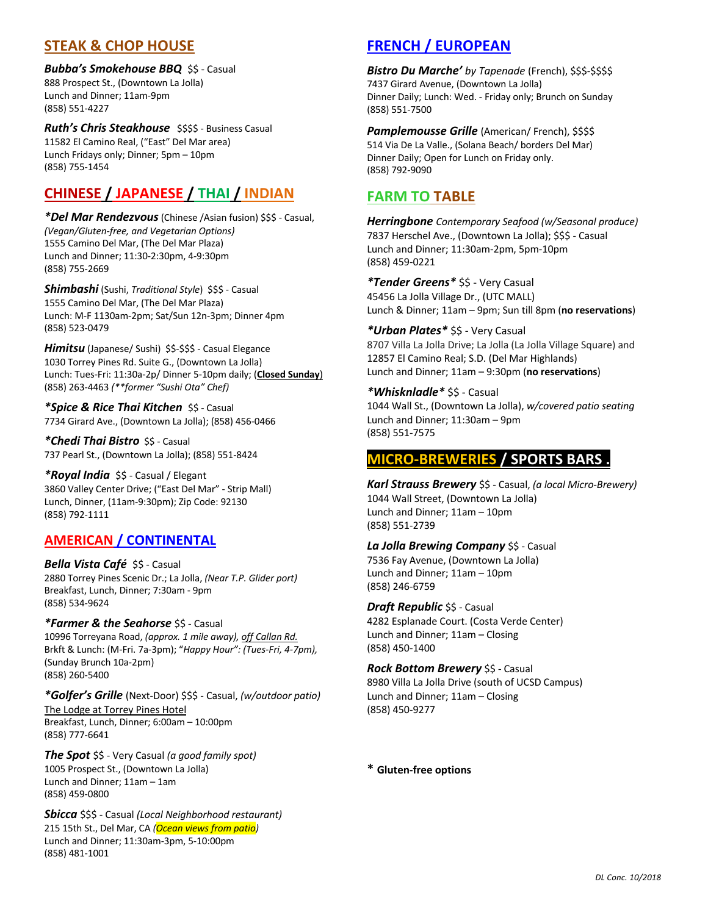## STEAK & CHOP HOUSE

***Bubba's Smokehouse BBQ*** $$ - Casual
888 Prospect St., (Downtown La Jolla)
Lunch and Dinner; 11am-9pm
(858) 551-4227

***Ruth's Chris Steakhouse*** $$$$ - Business Casual
11582 El Camino Real, ("East" Del Mar area)
Lunch Fridays only; Dinner; 5pm – 10pm
(858) 755-1454

## CHINESE / JAPANESE / THAI / INDIAN

***\*Del Mar Rendezvous*** (Chinese /Asian fusion) $$$ - Casual, *(Vegan/Gluten-free, and Vegetarian Options)*
1555 Camino Del Mar, (The Del Mar Plaza)
Lunch and Dinner; 11:30-2:30pm, 4-9:30pm
(858) 755-2669

***Shimbashi*** (Sushi, *Traditional Style*) $$$ - Casual
1555 Camino Del Mar, (The Del Mar Plaza)
Lunch: M-F 1130am-2pm; Sat/Sun 12n-3pm; Dinner 4pm
(858) 523-0479

***Himitsu*** (Japanese/ Sushi) $$-$$$ - Casual Elegance
1030 Torrey Pines Rd. Suite G., (Downtown La Jolla)
Lunch: Tues-Fri: 11:30a-2p/ Dinner 5-10pm daily; (**Closed Sunday**)
(858) 263-4463 *(\*\*former "Sushi Ota" Chef)*

***\*Spice & Rice Thai Kitchen*** $$ - Casual
7734 Girard Ave., (Downtown La Jolla); (858) 456-0466

***\*Chedi Thai Bistro*** $$ - Casual
737 Pearl St., (Downtown La Jolla); (858) 551-8424

***\*Royal India*** $$ - Casual / Elegant
3860 Valley Center Drive; ("East Del Mar" - Strip Mall)
Lunch, Dinner, (11am-9:30pm); Zip Code: 92130
(858) 792-1111

## AMERICAN / CONTINENTAL

***Bella Vista Café*** $$ - Casual
2880 Torrey Pines Scenic Dr.; La Jolla, *(Near T.P. Glider port)*
Breakfast, Lunch, Dinner; 7:30am - 9pm
(858) 534-9624

***\*Farmer & the Seahorse*** $$ - Casual
10996 Torreyana Road, *(approx. 1 mile away), off Callan Rd.*
Brkft & Lunch: (M-Fri. 7a-3pm); "*Happy Hour": (Tues-Fri, 4-7pm),*
(Sunday Brunch 10a-2pm)
(858) 260-5400

***\*Golfer's Grille*** (Next-Door) $$$ - Casual, *(w/outdoor patio)*
The Lodge at Torrey Pines Hotel
Breakfast, Lunch, Dinner; 6:00am – 10:00pm
(858) 777-6641

***The Spot*** $$ - Very Casual *(a good family spot)*
1005 Prospect St., (Downtown La Jolla)
Lunch and Dinner; 11am – 1am
(858) 459-0800

***Sbicca*** $$$ - Casual *(Local Neighborhood restaurant)*
215 15th St., Del Mar, CA *(Ocean views from patio)*
Lunch and Dinner; 11:30am-3pm, 5-10:00pm
(858) 481-1001

## FRENCH / EUROPEAN

***Bistro Du Marche'*** *by Tapenade* (French), $$$-$$$$
7437 Girard Avenue, (Downtown La Jolla)
Dinner Daily; Lunch: Wed. - Friday only; Brunch on Sunday
(858) 551-7500

***Pamplemousse Grille*** (American/ French), $$$$
514 Via De La Valle., (Solana Beach/ borders Del Mar)
Dinner Daily; Open for Lunch on Friday only.
(858) 792-9090

## FARM TO TABLE

***Herringbone*** *Contemporary Seafood (w/Seasonal produce)*
7837 Herschel Ave., (Downtown La Jolla); $$$ - Casual
Lunch and Dinner; 11:30am-2pm, 5pm-10pm
(858) 459-0221

***\*Tender Greens\**** $$ - Very Casual
45456 La Jolla Village Dr., (UTC MALL)
Lunch & Dinner; 11am – 9pm; Sun till 8pm (**no reservations**)

***\*Urban Plates\**** $$ - Very Casual
8707 Villa La Jolla Drive; La Jolla (La Jolla Village Square) and
12857 El Camino Real; S.D. (Del Mar Highlands)
Lunch and Dinner; 11am – 9:30pm (**no reservations**)

***\*Whisknladle\**** $$ - Casual
1044 Wall St., (Downtown La Jolla), *w/covered patio seating*
Lunch and Dinner; 11:30am – 9pm
(858) 551-7575

## MICRO-BREWERIES / SPORTS BARS .

***Karl Strauss Brewery*** $$ - Casual, *(a local Micro-Brewery)*
1044 Wall Street, (Downtown La Jolla)
Lunch and Dinner; 11am – 10pm
(858) 551-2739

***La Jolla Brewing Company*** $$ - Casual
7536 Fay Avenue, (Downtown La Jolla)
Lunch and Dinner; 11am – 10pm
(858) 246-6759

***Draft Republic*** $$ - Casual
4282 Esplanade Court. (Costa Verde Center)
Lunch and Dinner; 11am – Closing
(858) 450-1400

***Rock Bottom Brewery*** $$ - Casual
8980 Villa La Jolla Drive (south of UCSD Campus)
Lunch and Dinner; 11am – Closing
(858) 450-9277

**\* Gluten-free options**

*DL Conc. 10/2018*